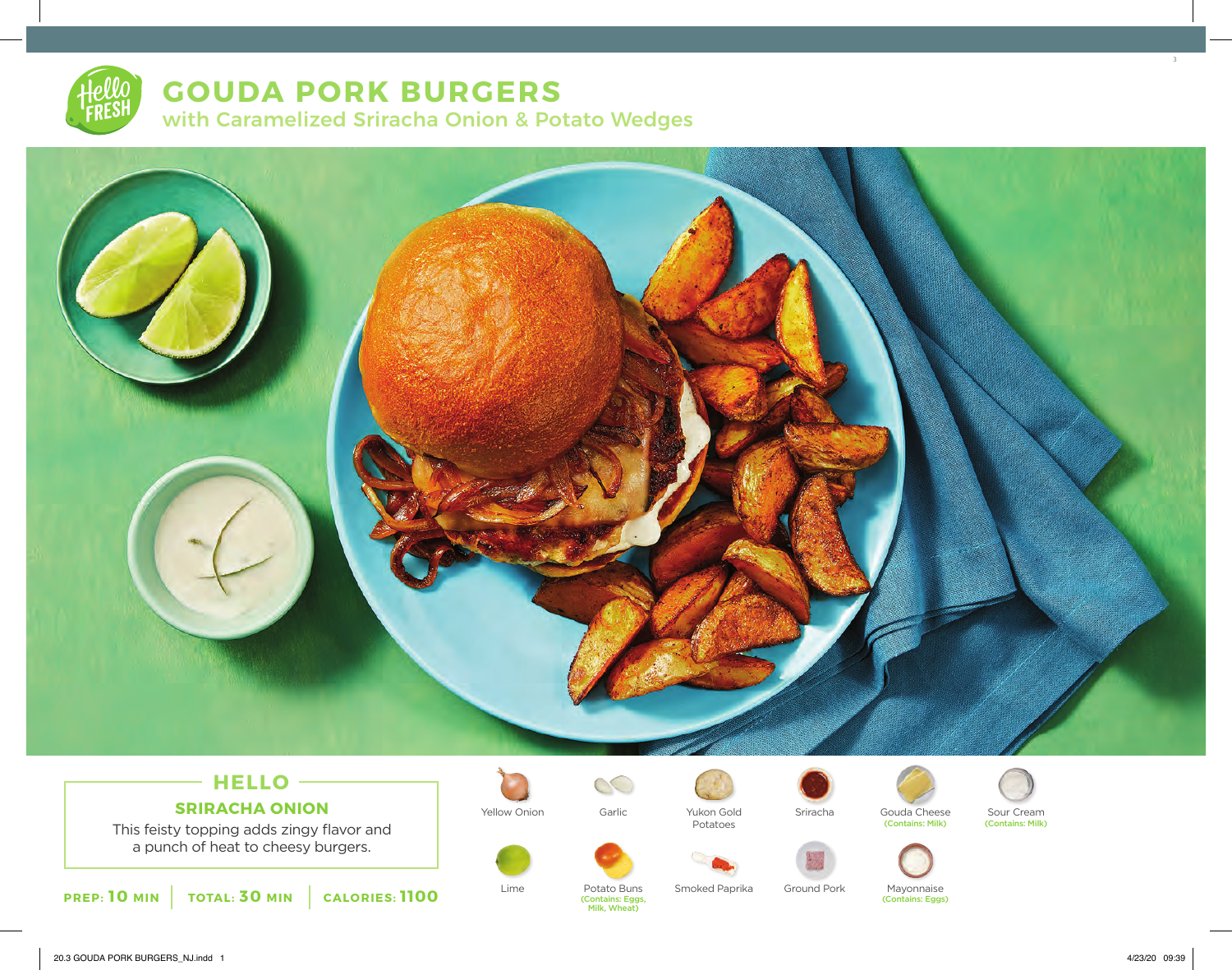# GOUDA PORK BURGERS

## with Caramelized Sriracha Onion & Potato Wedges

### HELLO

**SRIRACHA ONION**

This feisty topping adds zingy flavor and a punch of heat to cheesy burgers.

**PREP: 10 MIN** | **TOTAL: 30 MIN** | **CALORIES: 1100**

- Yellow Onion
- Garlic
- Yukon Gold Potatoes
- Sriracha
- Gouda Cheese (Contains: Milk)
- Sour Cream (Contains: Milk)
- Lime
- Potato Buns (Contains: Eggs, Milk, Wheat)
- Smoked Paprika
- Ground Pork
- Mayonnaise (Contains: Eggs)

20.3 GOUDA PORK BURGERS_NJ.indd 1 4/23/20 09:39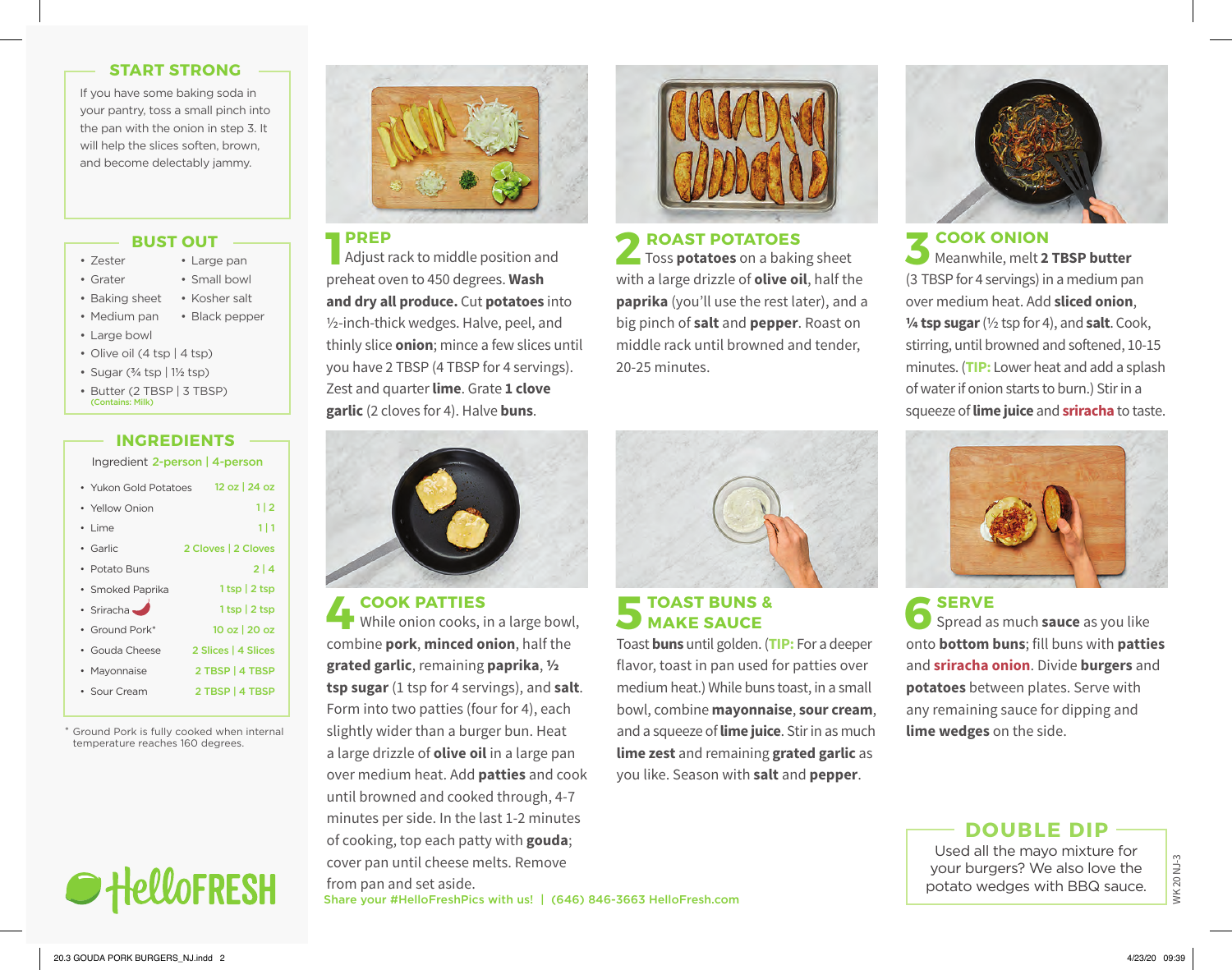## START STRONG

If you have some baking soda in your pantry, toss a small pinch into the pan with the onion in step 3. It will help the slices soften, brown, and become delectably jammy.

## BUST OUT

- Zester
- Grater
- Baking sheet
- Medium pan
- Large bowl
- Olive oil (4 tsp | 4 tsp)
- Sugar (¾ tsp | 1½ tsp)
- Butter (2 TBSP | 3 TBSP) (Contains: Milk)
- Large pan
- Small bowl
- Kosher salt
- Black pepper

## INGREDIENTS

| Ingredient | 2-person \| 4-person |
|---|---|
| Yukon Gold Potatoes | 12 oz \| 24 oz |
| Yellow Onion | 1 \| 2 |
| Lime | 1 \| 1 |
| Garlic | 2 Cloves \| 2 Cloves |
| Potato Buns | 2 \| 4 |
| Smoked Paprika | 1 tsp \| 2 tsp |
| Sriracha | 1 tsp \| 2 tsp |
| Ground Pork* | 10 oz \| 20 oz |
| Gouda Cheese | 2 Slices \| 4 Slices |
| Mayonnaise | 2 TBSP \| 4 TBSP |
| Sour Cream | 2 TBSP \| 4 TBSP |

\* Ground Pork is fully cooked when internal temperature reaches 160 degrees.

## 1 PREP

Adjust rack to middle position and preheat oven to 450 degrees. **Wash and dry all produce.** Cut **potatoes** into ½-inch-thick wedges. Halve, peel, and thinly slice **onion**; mince a few slices until you have 2 TBSP (4 TBSP for 4 servings). Zest and quarter **lime**. Grate **1 clove garlic** (2 cloves for 4). Halve **buns**.

## 2 ROAST POTATOES

Toss **potatoes** on a baking sheet with a large drizzle of **olive oil**, half the **paprika** (you'll use the rest later), and a big pinch of **salt** and **pepper**. Roast on middle rack until browned and tender, 20-25 minutes.

## 3 COOK ONION

Meanwhile, melt **2 TBSP butter** (3 TBSP for 4 servings) in a medium pan over medium heat. Add **sliced onion**, **¼ tsp sugar** (½ tsp for 4), and **salt**. Cook, stirring, until browned and softened, 10-15 minutes. (**TIP:** Lower heat and add a splash of water if onion starts to burn.) Stir in a squeeze of **lime juice** and **sriracha** to taste.

## 4 COOK PATTIES

While onion cooks, in a large bowl, combine **pork**, **minced onion**, half the **grated garlic**, remaining **paprika**, **½ tsp sugar** (1 tsp for 4 servings), and **salt**. Form into two patties (four for 4), each slightly wider than a burger bun. Heat a large drizzle of **olive oil** in a large pan over medium heat. Add **patties** and cook until browned and cooked through, 4-7 minutes per side. In the last 1-2 minutes of cooking, top each patty with **gouda**; cover pan until cheese melts. Remove from pan and set aside.

## 5 TOAST BUNS & MAKE SAUCE

Toast **buns** until golden. (**TIP:** For a deeper flavor, toast in pan used for patties over medium heat.) While buns toast, in a small bowl, combine **mayonnaise**, **sour cream**, and a squeeze of **lime juice**. Stir in as much **lime zest** and remaining **grated garlic** as you like. Season with **salt** and **pepper**.

## 6 SERVE

Spread as much **sauce** as you like onto **bottom buns**; fill buns with **patties** and **sriracha onion**. Divide **burgers** and **potatoes** between plates. Serve with any remaining sauce for dipping and **lime wedges** on the side.

## DOUBLE DIP

Used all the mayo mixture for your burgers? We also love the potato wedges with BBQ sauce.

Share your #HelloFreshPics with us! | (646) 846-3663 HelloFresh.com

HelloFRESH

WK 20 NJ-3